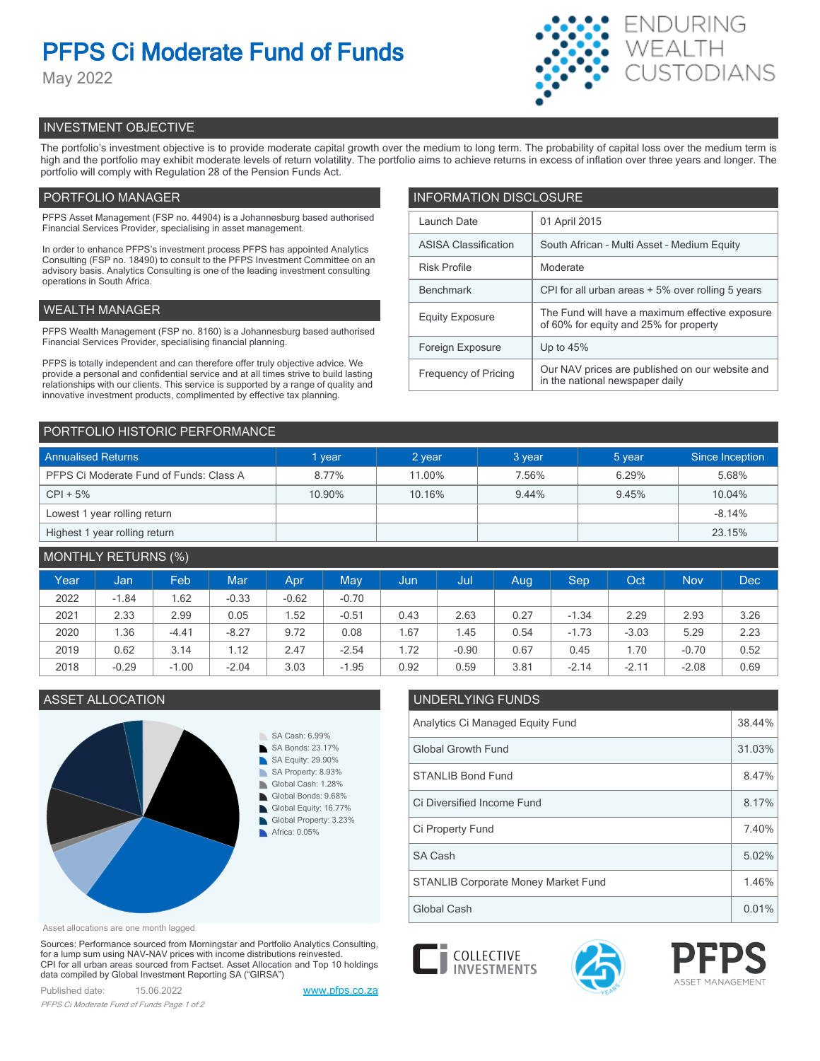# PFPS Ci Moderate Fund of Funds

May 2022

ENDURING WEALTH CUSTODIANS

## INVESTMENT OBJECTIVE

The portfolio's investment objective is to provide moderate capital growth over the medium to long term. The probability of capital loss over the medium term is high and the portfolio may exhibit moderate levels of return volatility. The portfolio aims to achieve returns in excess of inflation over three years and longer. The portfolio will comply with Regulation 28 of the Pension Funds Act.

## PORTFOLIO MANAGER

PFPS Asset Management (FSP no. 44904) is a Johannesburg based authorised Financial Services Provider, specialising in asset management.

In order to enhance PFPS's investment process PFPS has appointed Analytics Consulting (FSP no. 18490) to consult to the PFPS Investment Committee on an advisory basis. Analytics Consulting is one of the leading investment consulting operations in South Africa.

## WEALTH MANAGER

PFPS Wealth Management (FSP no. 8160) is a Johannesburg based authorised Financial Services Provider, specialising financial planning.

PFPS is totally independent and can therefore offer truly objective advice. We provide a personal and confidential service and at all times strive to build lasting relationships with our clients. This service is supported by a range of quality and innovative investment products, complimented by effective tax planning.

## INFORMATION DISCLOSURE

| | |
|---|---|
| Launch Date | 01 April 2015 |
| ASISA Classification | South African - Multi Asset - Medium Equity |
| Risk Profile | Moderate |
| Benchmark | CPI for all urban areas + 5% over rolling 5 years |
| Equity Exposure | The Fund will have a maximum effective exposure of 60% for equity and 25% for property |
| Foreign Exposure | Up to 45% |
| Frequency of Pricing | Our NAV prices are published on our website and in the national newspaper daily |

## PORTFOLIO HISTORIC PERFORMANCE

| Annualised Returns | 1 year | 2 year | 3 year | 5 year | Since Inception |
|---|---|---|---|---|---|
| PFPS Ci Moderate Fund of Funds: Class A | 8.77% | 11.00% | 7.56% | 6.29% | 5.68% |
| CPI + 5% | 10.90% | 10.16% | 9.44% | 9.45% | 10.04% |
| Lowest 1 year rolling return | | | | | -8.14% |
| Highest 1 year rolling return | | | | | 23.15% |

## MONTHLY RETURNS (%)

| Year | Jan | Feb | Mar | Apr | May | Jun | Jul | Aug | Sep | Oct | Nov | Dec |
|---|---|---|---|---|---|---|---|---|---|---|---|---|
| 2022 | -1.84 | 1.62 | -0.33 | -0.62 | -0.70 | | | | | | | |
| 2021 | 2.33 | 2.99 | 0.05 | 1.52 | -0.51 | 0.43 | 2.63 | 0.27 | -1.34 | 2.29 | 2.93 | 3.26 |
| 2020 | 1.36 | -4.41 | -8.27 | 9.72 | 0.08 | 1.67 | 1.45 | 0.54 | -1.73 | -3.03 | 5.29 | 2.23 |
| 2019 | 0.62 | 3.14 | 1.12 | 2.47 | -2.54 | 1.72 | -0.90 | 0.67 | 0.45 | 1.70 | -0.70 | 0.52 |
| 2018 | -0.29 | -1.00 | -2.04 | 3.03 | -1.95 | 0.92 | 0.59 | 3.81 | -2.14 | -2.11 | -2.08 | 0.69 |

## ASSET ALLOCATION

SA Cash: 6.99%
SA Bonds: 23.17%
SA Equity: 29.90%
SA Property: 8.93%
Global Cash: 1.28%
Global Bonds: 9.68%
Global Equity: 16.77%
Global Property: 3.23%
Africa: 0.05%

Asset allocations are one month lagged

## UNDERLYING FUNDS

| | |
|---|---|
| Analytics Ci Managed Equity Fund | 38.44% |
| Global Growth Fund | 31.03% |
| STANLIB Bond Fund | 8.47% |
| Ci Diversified Income Fund | 8.17% |
| Ci Property Fund | 7.40% |
| SA Cash | 5.02% |
| STANLIB Corporate Money Market Fund | 1.46% |
| Global Cash | 0.01% |

Sources: Performance sourced from Morningstar and Portfolio Analytics Consulting, for a lump sum using NAV-NAV prices with income distributions reinvested. CPI for all urban areas sourced from Factset. Asset Allocation and Top 10 holdings data compiled by Global Investment Reporting SA ("GIRSA")

Published date: 15.06.2022

www.pfps.co.za

COLLECTIVE INVESTMENTS

PFPS ASSET MANAGEMENT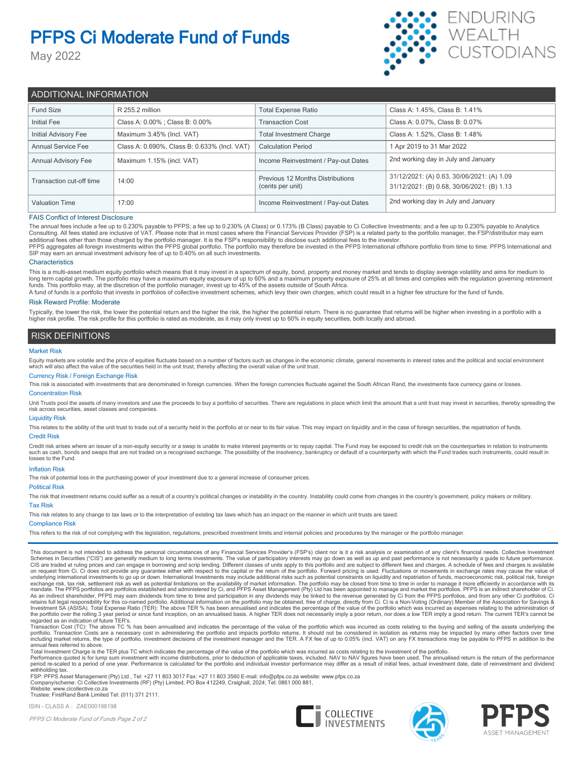# PFPS Ci Moderate Fund of Funds

May 2022

## ADDITIONAL INFORMATION

| | | | |
|---|---|---|---|
| Fund Size | R 255.2 million | Total Expense Ratio | Class A: 1.45%, Class B: 1.41% |
| Initial Fee | Class A: 0.00% ; Class B: 0.00% | Transaction Cost | Class A: 0.07%, Class B: 0.07% |
| Initial Advisory Fee | Maximum 3.45% (Incl. VAT) | Total Investment Charge | Class A: 1.52%, Class B: 1.48% |
| Annual Service Fee | Class A: 0.690%, Class B: 0.633% (Incl. VAT) | Calculation Period | 1 Apr 2019 to 31 Mar 2022 |
| Annual Advisory Fee | Maximum 1.15% (incl. VAT) | Income Reinvestment / Pay-out Dates | 2nd working day in July and January |
| Transaction cut-off time | 14:00 | Previous 12 Months Distributions (cents per unit) | 31/12/2021: (A) 0.63, 30/06/2021: (A) 1.09<br>31/12/2021: (B) 0.68, 30/06/2021: (B) 1.13 |
| Valuation Time | 17:00 | Income Reinvestment / Pay-out Dates | 2nd working day in July and January |

### FAIS Conflict of Interest Disclosure

The annual fees include a fee up to 0.230% payable to PFPS; a fee up to 0.230% (A Class) or 0.173% (B Class) payable to Ci Collective Investments; and a fee up to 0.230% payable to Analytics Consulting. All fees stated are inclusive of VAT. Please note that in most cases where the Financial Services Provider (FSP) is a related party to the portfolio manager, the FSP/distributor may earn additional fees other than those charged by the portfolio manager. It is the FSP's responsibility to disclose such additional fees to the investor.
PFPS aggregates all foreign investments within the PFPS global portfolio. The portfolio may therefore be invested in the PFPS International offshore portfolio from time to time. PFPS International and SIP may earn an annual investment advisory fee of up to 0.40% on all such investments.

### Characteristics

This is a multi-asset medium equity portfolio which means that it may invest in a spectrum of equity, bond, property and money market and tends to display average volatility and aims for medium to long term capital growth. The portfolio may have a maximum equity exposure of up to 60% and a maximum property exposure of 25% at all times and complies with the regulation governing retirement funds. This portfolio may, at the discretion of the portfolio manager, invest up to 45% of the assets outside of South Africa.
A fund of funds is a portfolio that invests in portfolios of collective investment schemes, which levy their own charges, which could result in a higher fee structure for the fund of funds.

### Risk Reward Profile: Moderate

Typically, the lower the risk, the lower the potential return and the higher the risk, the higher the potential return. There is no guarantee that returns will be higher when investing in a portfolio with a higher risk profile. The risk profile for this portfolio is rated as moderate, as it may only invest up to 60% in equity securities, both locally and abroad.

## RISK DEFINITIONS

### Market Risk

Equity markets are volatile and the price of equities fluctuate based on a number of factors such as changes in the economic climate, general movements in interest rates and the political and social environment which will also affect the value of the securities held in the unit trust, thereby affecting the overall value of the unit trust.

### Currency Risk / Foreign Exchange Risk

This risk is associated with investments that are denominated in foreign currencies. When the foreign currencies fluctuate against the South African Rand, the investments face currency gains or losses.

### Concentration Risk

Unit Trusts pool the assets of many investors and use the proceeds to buy a portfolio of securities. There are regulations in place which limit the amount that a unit trust may invest in securities, thereby spreading the risk across securities, asset classes and companies.

### Liquidity Risk

This relates to the ability of the unit trust to trade out of a security held in the portfolio at or near to its fair value. This may impact on liquidity and in the case of foreign securities, the repatriation of funds.

### Credit Risk

Credit risk arises where an issuer of a non-equity security or a swap is unable to make interest payments or to repay capital. The Fund may be exposed to credit risk on the counterparties in relation to instruments such as cash, bonds and swaps that are not traded on a recognised exchange. The possibility of the insolvency, bankruptcy or default of a counterparty with which the Fund trades such instruments, could result in losses to the Fund.

### Inflation Risk

The risk of potential loss in the purchasing power of your investment due to a general increase of consumer prices.

### Political Risk

The risk that investment returns could suffer as a result of a country's political changes or instability in the country. Instability could come from changes in the country's government, policy makers or military.

### Tax Risk

This risk relates to any change to tax laws or to the interpretation of existing tax laws which has an impact on the manner in which unit trusts are taxed.

### Compliance Risk

This refers to the risk of not complying with the legislation, regulations, prescribed investment limits and internal policies and procedures by the manager or the portfolio manager.

This document is not intended to address the personal circumstances of any Financial Services Provider's (FSP's) client nor is it a risk analysis or examination of any client's financial needs. Collective Investment Schemes in Securities ("CIS") are generally medium to long terms investments. The value of participatory interests may go down as well as up and past performance is not necessarily a guide to future performance. CIS are traded at ruling prices and can engage in borrowing and scrip lending. Different classes of units apply to this portfolio and are subject to different fees and charges. A schedule of fees and charges is available on request from Ci. Ci does not provide any guarantee either with respect to the capital or the return of the portfolio. Forward pricing is used. Fluctuations or movements in exchange rates may cause the value of underlying international investments to go up or down. International Investments may include additional risks such as potential constraints on liquidity and repatriation of funds, macroeconomic risk, political risk, foreign exchange risk, tax risk, settlement risk as well as potential limitations on the availability of market information. The portfolio may be closed from time to time in order to manage it more efficiently in accordance with its mandate. The PFPS portfolios are portfolios established and administered by Ci, and PFPS Asset Management (Pty) Ltd has been appointed to manage and market the portfolios. PFPS is an indirect shareholder of Ci. As an indirect shareholder, PFPS may earn dividends from time to time and participation in any dividends may be linked to the revenue generated by Ci from the PFPS portfolios, and from any other Ci portfolios. Ci retains full legal responsibility for this co-named portfolio. Additional information on the portfolio may be obtained, free of charge, directly from Ci. Ci is a Non-Voting (Ordinary) Member of the Association for Savings & Investment SA (ASISA). Total Expense Ratio (TER): The above TER % has been annualised and indicates the percentage of the value of the portfolio which was incurred as expenses relating to the administration of the portfolio over the rolling 3 year period or since fund inception, on an annualised basis. A higher TER does not necessarily imply a poor return, nor does a low TER imply a good return. The current TER's cannot be regarded as an indication of future TER's.
Transaction Cost (TC): The above TC % has been annualised and indicates the percentage of the value of the portfolio which was incurred as costs relating to the buying and selling of the assets underlying the portfolio. Transaction Costs are a necessary cost in administering the portfolio and impacts portfolio returns. It should not be considered in isolation as returns may be impacted by many other factors over time including market returns, the type of portfolio, investment decisions of the investment manager and the TER. A FX fee of up to 0.05% (incl. VAT) on any FX transactions may be payable to PFPS in addition to the annual fees referred to above.
Total Investment Charge is the TER plus TC which indicates the percentage of the value of the portfolio which was incurred as costs relating to the investment of the portfolio.
Performance quoted is for lump sum investment with income distributions, prior to deduction of applicable taxes, included. NAV to NAV figures have been used. The annualised return is the return of the performance period re-scaled to a period of one year. Performance is calculated for the portfolio and individual investor performance may differ as a result of initial fees, actual investment date, date of reinvestment and dividend withholding tax.
FSP: PFPS Asset Management (Pty) Ltd , Tel: +27 11 803 3017 Fax: +27 11 803 3560 E-mail: info@pfps.co.za website: www.pfps.co.za
Company/scheme: Ci Collective Investments (RF) (Pty) Limited, PO Box 412249, Craighall, 2024; Tel: 0861 000 881,
Website: www.cicollective.co.za
Trustee: FirstRand Bank Limited Tel: (011) 371 2111.

ISIN - CLASS A : ZAE000198198